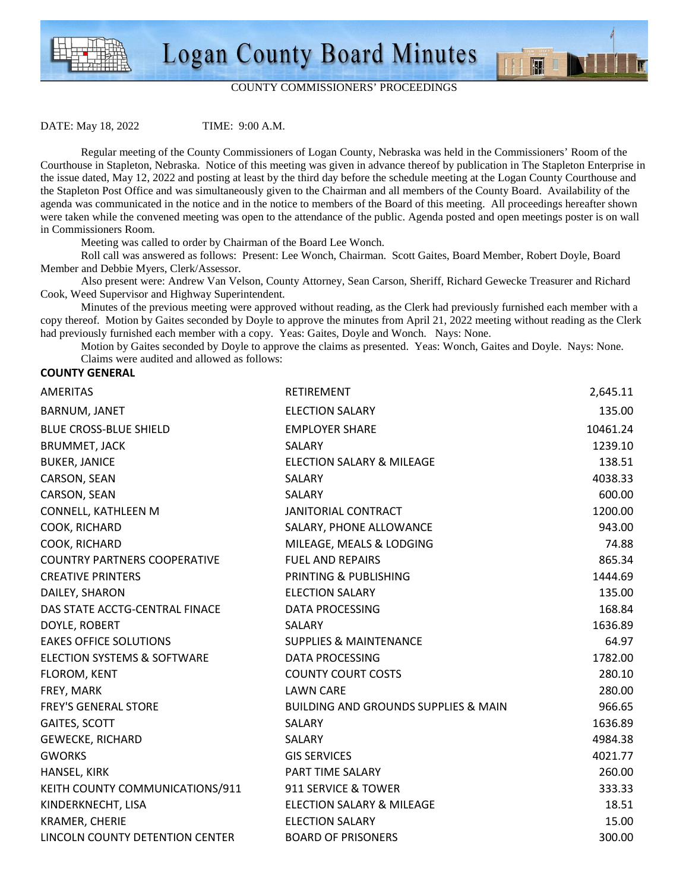# Logan County Board Minutes

COUNTY COMMISSIONERS' PROCEEDINGS

DATE: May 18, 2022 TIME: 9:00 A.M.

Regular meeting of the County Commissioners of Logan County, Nebraska was held in the Commissioners' Room of the Courthouse in Stapleton, Nebraska. Notice of this meeting was given in advance thereof by publication in The Stapleton Enterprise in the issue dated, May 12, 2022 and posting at least by the third day before the schedule meeting at the Logan County Courthouse and the Stapleton Post Office and was simultaneously given to the Chairman and all members of the County Board. Availability of the agenda was communicated in the notice and in the notice to members of the Board of this meeting. All proceedings hereafter shown were taken while the convened meeting was open to the attendance of the public. Agenda posted and open meetings poster is on wall in Commissioners Room.

Meeting was called to order by Chairman of the Board Lee Wonch.

Roll call was answered as follows: Present: Lee Wonch, Chairman. Scott Gaites, Board Member, Robert Doyle, Board Member and Debbie Myers, Clerk/Assessor.

Also present were: Andrew Van Velson, County Attorney, Sean Carson, Sheriff, Richard Gewecke Treasurer and Richard Cook, Weed Supervisor and Highway Superintendent.

Minutes of the previous meeting were approved without reading, as the Clerk had previously furnished each member with a copy thereof. Motion by Gaites seconded by Doyle to approve the minutes from April 21, 2022 meeting without reading as the Clerk had previously furnished each member with a copy. Yeas: Gaites, Doyle and Wonch. Nays: None.

Motion by Gaites seconded by Doyle to approve the claims as presented. Yeas: Wonch, Gaites and Doyle. Nays: None.

Claims were audited and allowed as follows:

**COUNTY GENERAL**

| | | |
|---|---|---|
| AMERITAS | RETIREMENT | 2,645.11 |
| BARNUM, JANET | ELECTION SALARY | 135.00 |
| BLUE CROSS-BLUE SHIELD | EMPLOYER SHARE | 10461.24 |
| BRUMMET, JACK | SALARY | 1239.10 |
| BUKER, JANICE | ELECTION SALARY & MILEAGE | 138.51 |
| CARSON, SEAN | SALARY | 4038.33 |
| CARSON, SEAN | SALARY | 600.00 |
| CONNELL, KATHLEEN M | JANITORIAL CONTRACT | 1200.00 |
| COOK, RICHARD | SALARY, PHONE ALLOWANCE | 943.00 |
| COOK, RICHARD | MILEAGE, MEALS & LODGING | 74.88 |
| COUNTRY PARTNERS COOPERATIVE | FUEL AND REPAIRS | 865.34 |
| CREATIVE PRINTERS | PRINTING & PUBLISHING | 1444.69 |
| DAILEY, SHARON | ELECTION SALARY | 135.00 |
| DAS STATE ACCTG-CENTRAL FINACE | DATA PROCESSING | 168.84 |
| DOYLE, ROBERT | SALARY | 1636.89 |
| EAKES OFFICE SOLUTIONS | SUPPLIES & MAINTENANCE | 64.97 |
| ELECTION SYSTEMS & SOFTWARE | DATA PROCESSING | 1782.00 |
| FLOROM, KENT | COUNTY COURT COSTS | 280.10 |
| FREY, MARK | LAWN CARE | 280.00 |
| FREY'S GENERAL STORE | BUILDING AND GROUNDS SUPPLIES & MAIN | 966.65 |
| GAITES, SCOTT | SALARY | 1636.89 |
| GEWECKE, RICHARD | SALARY | 4984.38 |
| GWORKS | GIS SERVICES | 4021.77 |
| HANSEL, KIRK | PART TIME SALARY | 260.00 |
| KEITH COUNTY COMMUNICATIONS/911 | 911 SERVICE & TOWER | 333.33 |
| KINDERKNECHT, LISA | ELECTION SALARY & MILEAGE | 18.51 |
| KRAMER, CHERIE | ELECTION SALARY | 15.00 |
| LINCOLN COUNTY DETENTION CENTER | BOARD OF PRISONERS | 300.00 |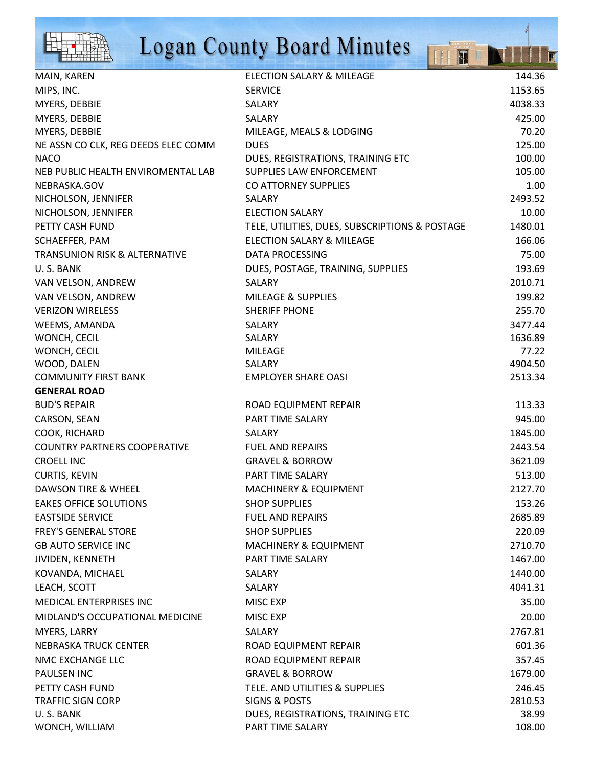| | | |
|---|---|---|
| MAIN, KAREN | ELECTION SALARY & MILEAGE | 144.36 |
| MIPS, INC. | SERVICE | 1153.65 |
| MYERS, DEBBIE | SALARY | 4038.33 |
| MYERS, DEBBIE | SALARY | 425.00 |
| MYERS, DEBBIE | MILEAGE, MEALS & LODGING | 70.20 |
| NE ASSN CO CLK, REG DEEDS ELEC COMM | DUES | 125.00 |
| NACO | DUES, REGISTRATIONS, TRAINING ETC | 100.00 |
| NEB PUBLIC HEALTH ENVIROMENTAL LAB | SUPPLIES LAW ENFORCEMENT | 105.00 |
| NEBRASKA.GOV | CO ATTORNEY SUPPLIES | 1.00 |
| NICHOLSON, JENNIFER | SALARY | 2493.52 |
| NICHOLSON, JENNIFER | ELECTION SALARY | 10.00 |
| PETTY CASH FUND | TELE, UTILITIES, DUES, SUBSCRIPTIONS & POSTAGE | 1480.01 |
| SCHAEFFER, PAM | ELECTION SALARY & MILEAGE | 166.06 |
| TRANSUNION RISK & ALTERNATIVE | DATA PROCESSING | 75.00 |
| U. S. BANK | DUES, POSTAGE, TRAINING, SUPPLIES | 193.69 |
| VAN VELSON, ANDREW | SALARY | 2010.71 |
| VAN VELSON, ANDREW | MILEAGE & SUPPLIES | 199.82 |
| VERIZON WIRELESS | SHERIFF PHONE | 255.70 |
| WEEMS, AMANDA | SALARY | 3477.44 |
| WONCH, CECIL | SALARY | 1636.89 |
| WONCH, CECIL | MILEAGE | 77.22 |
| WOOD, DALEN | SALARY | 4904.50 |
| COMMUNITY FIRST BANK | EMPLOYER SHARE OASI | 2513.34 |
| **GENERAL ROAD** | | |
| BUD'S REPAIR | ROAD EQUIPMENT REPAIR | 113.33 |
| CARSON, SEAN | PART TIME SALARY | 945.00 |
| COOK, RICHARD | SALARY | 1845.00 |
| COUNTRY PARTNERS COOPERATIVE | FUEL AND REPAIRS | 2443.54 |
| CROELL INC | GRAVEL & BORROW | 3621.09 |
| CURTIS, KEVIN | PART TIME SALARY | 513.00 |
| DAWSON TIRE & WHEEL | MACHINERY & EQUIPMENT | 2127.70 |
| EAKES OFFICE SOLUTIONS | SHOP SUPPLIES | 153.26 |
| EASTSIDE SERVICE | FUEL AND REPAIRS | 2685.89 |
| FREY'S GENERAL STORE | SHOP SUPPLIES | 220.09 |
| GB AUTO SERVICE INC | MACHINERY & EQUIPMENT | 2710.70 |
| JIVIDEN, KENNETH | PART TIME SALARY | 1467.00 |
| KOVANDA, MICHAEL | SALARY | 1440.00 |
| LEACH, SCOTT | SALARY | 4041.31 |
| MEDICAL ENTERPRISES INC | MISC EXP | 35.00 |
| MIDLAND'S OCCUPATIONAL MEDICINE | MISC EXP | 20.00 |
| MYERS, LARRY | SALARY | 2767.81 |
| NEBRASKA TRUCK CENTER | ROAD EQUIPMENT REPAIR | 601.36 |
| NMC EXCHANGE LLC | ROAD EQUIPMENT REPAIR | 357.45 |
| PAULSEN INC | GRAVEL & BORROW | 1679.00 |
| PETTY CASH FUND | TELE. AND UTILITIES & SUPPLIES | 246.45 |
| TRAFFIC SIGN CORP | SIGNS & POSTS | 2810.53 |
| U. S. BANK | DUES, REGISTRATIONS, TRAINING ETC | 38.99 |
| WONCH, WILLIAM | PART TIME SALARY | 108.00 |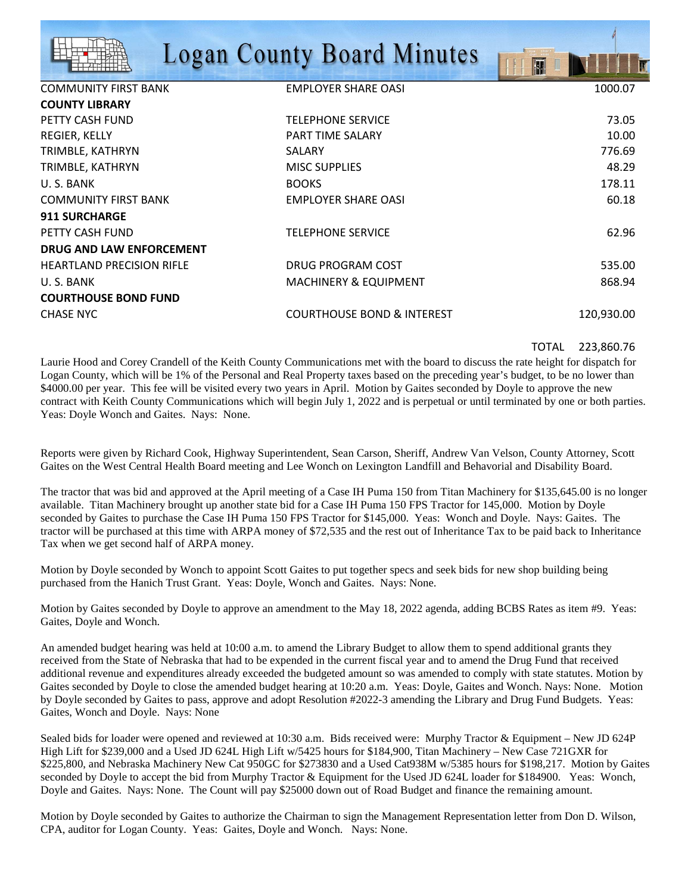| | | |
|---|---|---|
| COMMUNITY FIRST BANK | EMPLOYER SHARE OASI | 1000.07 |
| **COUNTY LIBRARY** | | |
| PETTY CASH FUND | TELEPHONE SERVICE | 73.05 |
| REGIER, KELLY | PART TIME SALARY | 10.00 |
| TRIMBLE, KATHRYN | SALARY | 776.69 |
| TRIMBLE, KATHRYN | MISC SUPPLIES | 48.29 |
| U. S. BANK | BOOKS | 178.11 |
| COMMUNITY FIRST BANK | EMPLOYER SHARE OASI | 60.18 |
| **911 SURCHARGE** | | |
| PETTY CASH FUND | TELEPHONE SERVICE | 62.96 |
| **DRUG AND LAW ENFORCEMENT** | | |
| HEARTLAND PRECISION RIFLE | DRUG PROGRAM COST | 535.00 |
| U. S. BANK | MACHINERY & EQUIPMENT | 868.94 |
| **COURTHOUSE BOND FUND** | | |
| CHASE NYC | COURTHOUSE BOND & INTEREST | 120,930.00 |
| | TOTAL | 223,860.76 |

Laurie Hood and Corey Crandell of the Keith County Communications met with the board to discuss the rate height for dispatch for Logan County, which will be 1% of the Personal and Real Property taxes based on the preceding year's budget, to be no lower than $4000.00 per year. This fee will be visited every two years in April. Motion by Gaites seconded by Doyle to approve the new contract with Keith County Communications which will begin July 1, 2022 and is perpetual or until terminated by one or both parties. Yeas: Doyle Wonch and Gaites. Nays: None.

Reports were given by Richard Cook, Highway Superintendent, Sean Carson, Sheriff, Andrew Van Velson, County Attorney, Scott Gaites on the West Central Health Board meeting and Lee Wonch on Lexington Landfill and Behavorial and Disability Board.

The tractor that was bid and approved at the April meeting of a Case IH Puma 150 from Titan Machinery for $135,645.00 is no longer available. Titan Machinery brought up another state bid for a Case IH Puma 150 FPS Tractor for 145,000. Motion by Doyle seconded by Gaites to purchase the Case IH Puma 150 FPS Tractor for $145,000. Yeas: Wonch and Doyle. Nays: Gaites. The tractor will be purchased at this time with ARPA money of $72,535 and the rest out of Inheritance Tax to be paid back to Inheritance Tax when we get second half of ARPA money.

Motion by Doyle seconded by Wonch to appoint Scott Gaites to put together specs and seek bids for new shop building being purchased from the Hanich Trust Grant. Yeas: Doyle, Wonch and Gaites. Nays: None.

Motion by Gaites seconded by Doyle to approve an amendment to the May 18, 2022 agenda, adding BCBS Rates as item #9. Yeas: Gaites, Doyle and Wonch.

An amended budget hearing was held at 10:00 a.m. to amend the Library Budget to allow them to spend additional grants they received from the State of Nebraska that had to be expended in the current fiscal year and to amend the Drug Fund that received additional revenue and expenditures already exceeded the budgeted amount so was amended to comply with state statutes. Motion by Gaites seconded by Doyle to close the amended budget hearing at 10:20 a.m. Yeas: Doyle, Gaites and Wonch. Nays: None. Motion by Doyle seconded by Gaites to pass, approve and adopt Resolution #2022-3 amending the Library and Drug Fund Budgets. Yeas: Gaites, Wonch and Doyle. Nays: None

Sealed bids for loader were opened and reviewed at 10:30 a.m. Bids received were: Murphy Tractor & Equipment – New JD 624P High Lift for $239,000 and a Used JD 624L High Lift w/5425 hours for $184,900, Titan Machinery – New Case 721GXR for $225,800, and Nebraska Machinery New Cat 950GC for $273830 and a Used Cat938M w/5385 hours for $198,217. Motion by Gaites seconded by Doyle to accept the bid from Murphy Tractor & Equipment for the Used JD 624L loader for $184900. Yeas: Wonch, Doyle and Gaites. Nays: None. The Count will pay $25000 down out of Road Budget and finance the remaining amount.

Motion by Doyle seconded by Gaites to authorize the Chairman to sign the Management Representation letter from Don D. Wilson, CPA, auditor for Logan County. Yeas: Gaites, Doyle and Wonch. Nays: None.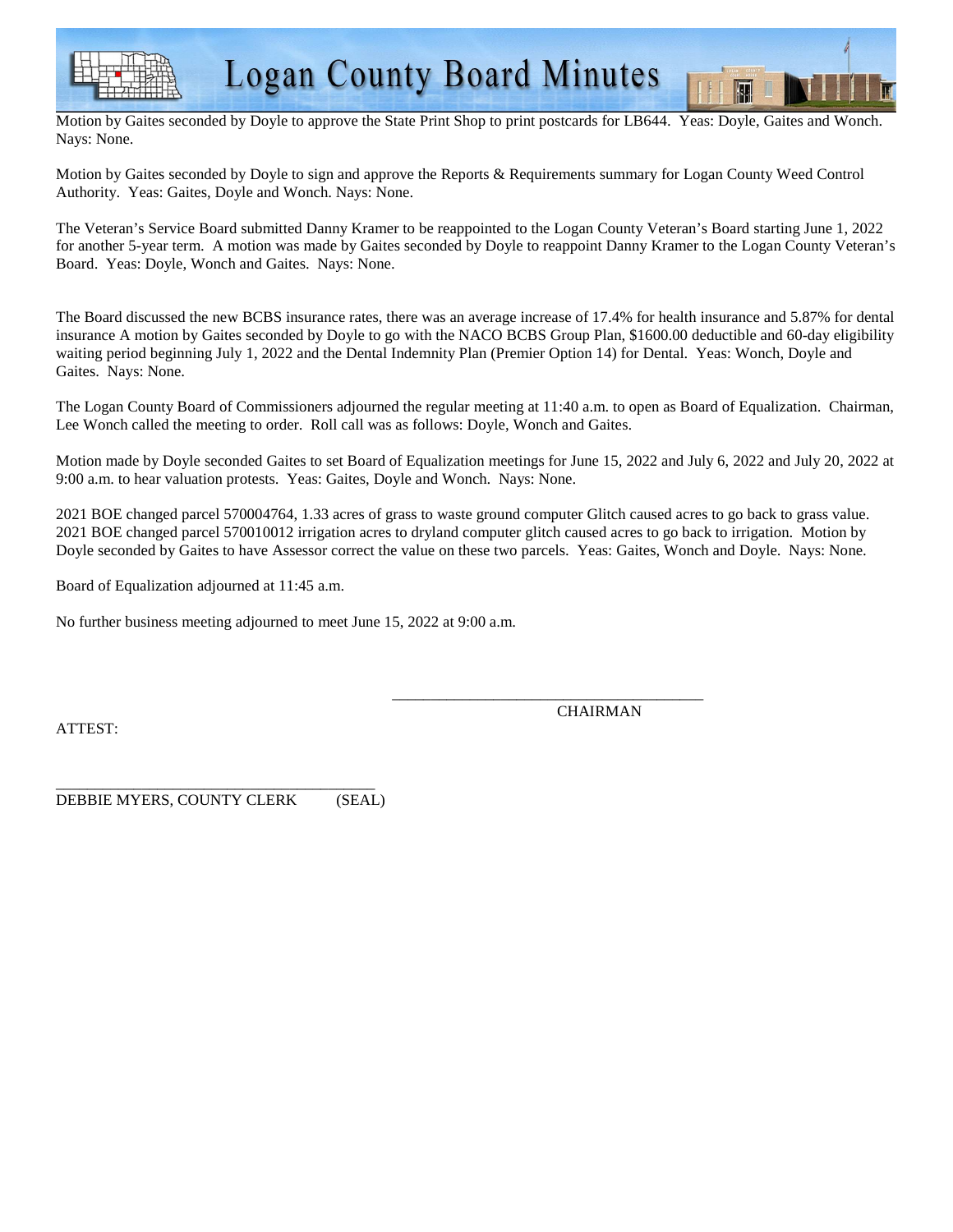Motion by Gaites seconded by Doyle to approve the State Print Shop to print postcards for LB644. Yeas: Doyle, Gaites and Wonch. Nays: None.

Motion by Gaites seconded by Doyle to sign and approve the Reports & Requirements summary for Logan County Weed Control Authority. Yeas: Gaites, Doyle and Wonch. Nays: None.

The Veteran's Service Board submitted Danny Kramer to be reappointed to the Logan County Veteran's Board starting June 1, 2022 for another 5-year term. A motion was made by Gaites seconded by Doyle to reappoint Danny Kramer to the Logan County Veteran's Board. Yeas: Doyle, Wonch and Gaites. Nays: None.

The Board discussed the new BCBS insurance rates, there was an average increase of 17.4% for health insurance and 5.87% for dental insurance A motion by Gaites seconded by Doyle to go with the NACO BCBS Group Plan, $1600.00 deductible and 60-day eligibility waiting period beginning July 1, 2022 and the Dental Indemnity Plan (Premier Option 14) for Dental. Yeas: Wonch, Doyle and Gaites. Nays: None.

The Logan County Board of Commissioners adjourned the regular meeting at 11:40 a.m. to open as Board of Equalization. Chairman, Lee Wonch called the meeting to order. Roll call was as follows: Doyle, Wonch and Gaites.

Motion made by Doyle seconded Gaites to set Board of Equalization meetings for June 15, 2022 and July 6, 2022 and July 20, 2022 at 9:00 a.m. to hear valuation protests. Yeas: Gaites, Doyle and Wonch. Nays: None.

2021 BOE changed parcel 570004764, 1.33 acres of grass to waste ground computer Glitch caused acres to go back to grass value. 2021 BOE changed parcel 570010012 irrigation acres to dryland computer glitch caused acres to go back to irrigation. Motion by Doyle seconded by Gaites to have Assessor correct the value on these two parcels. Yeas: Gaites, Wonch and Doyle. Nays: None.

Board of Equalization adjourned at 11:45 a.m.

No further business meeting adjourned to meet June 15, 2022 at 9:00 a.m.

\_\_\_\_\_\_\_\_\_\_\_\_\_\_\_\_\_\_\_\_\_\_\_\_\_\_\_\_\_\_\_\_\_\_\_\_\_\_\_\_

CHAIRMAN

ATTEST:

\_\_\_\_\_\_\_\_\_\_\_\_\_\_\_\_\_\_\_\_\_\_\_\_\_\_\_\_\_\_\_\_\_\_\_\_\_\_\_\_

DEBBIE MYERS, COUNTY CLERK (SEAL)